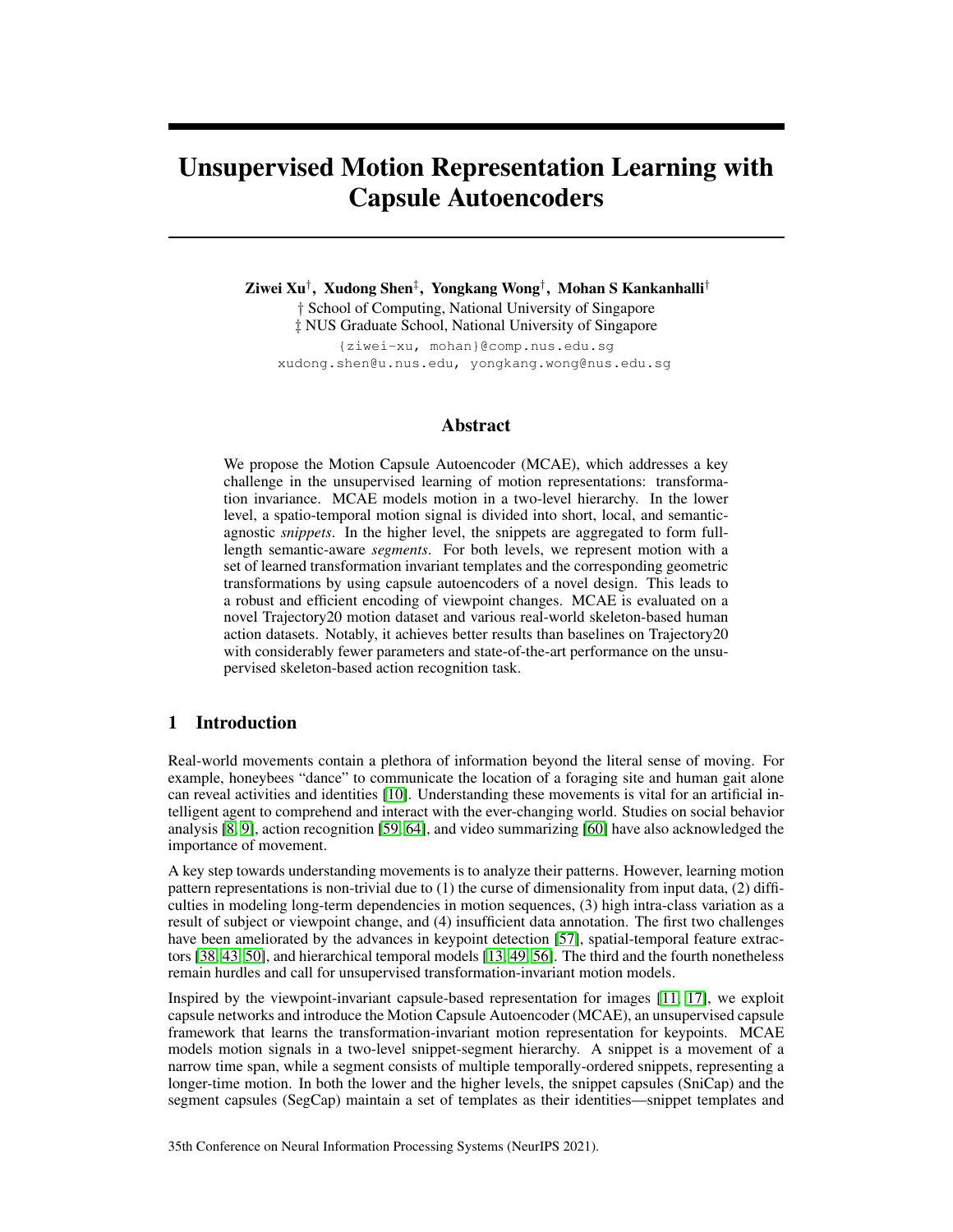# Unsupervised Motion Representation Learning with Capsule Autoencoders

**Ziwei Xu**[†], **Xudong Shen**[‡], **Yongkang Wong**[†], **Mohan S Kankanhalli**[†]

[†] School of Computing, National University of Singapore
[‡] NUS Graduate School, National University of Singapore

{ziwei-xu, mohan}@comp.nus.edu.sg
xudong.shen@u.nus.edu, yongkang.wong@nus.edu.sg

## Abstract

We propose the Motion Capsule Autoencoder (MCAE), which addresses a key challenge in the unsupervised learning of motion representations: transformation invariance. MCAE models motion in a two-level hierarchy. In the lower level, a spatio-temporal motion signal is divided into short, local, and semantic-agnostic *snippets*. In the higher level, the snippets are aggregated to form full-length semantic-aware *segments*. For both levels, we represent motion with a set of learned transformation invariant templates and the corresponding geometric transformations by using capsule autoencoders of a novel design. This leads to a robust and efficient encoding of viewpoint changes. MCAE is evaluated on a novel Trajectory20 motion dataset and various real-world skeleton-based human action datasets. Notably, it achieves better results than baselines on Trajectory20 with considerably fewer parameters and state-of-the-art performance on the unsupervised skeleton-based action recognition task.

## 1 Introduction

Real-world movements contain a plethora of information beyond the literal sense of moving. For example, honeybees "dance" to communicate the location of a foraging site and human gait alone can reveal activities and identities [10]. Understanding these movements is vital for an artificial intelligent agent to comprehend and interact with the ever-changing world. Studies on social behavior analysis [8, 9], action recognition [59, 64], and video summarizing [60] have also acknowledged the importance of movement.

A key step towards understanding movements is to analyze their patterns. However, learning motion pattern representations is non-trivial due to (1) the curse of dimensionality from input data, (2) difficulties in modeling long-term dependencies in motion sequences, (3) high intra-class variation as a result of subject or viewpoint change, and (4) insufficient data annotation. The first two challenges have been ameliorated by the advances in keypoint detection [57], spatial-temporal feature extractors [38, 43, 50], and hierarchical temporal models [13, 49, 56]. The third and the fourth nonetheless remain hurdles and call for unsupervised transformation-invariant motion models.

Inspired by the viewpoint-invariant capsule-based representation for images [11, 17], we exploit capsule networks and introduce the Motion Capsule Autoencoder (MCAE), an unsupervised capsule framework that learns the transformation-invariant motion representation for keypoints. MCAE models motion signals in a two-level snippet-segment hierarchy. A snippet is a movement of a narrow time span, while a segment consists of multiple temporally-ordered snippets, representing a longer-time motion. In both the lower and the higher levels, the snippet capsules (SniCap) and the segment capsules (SegCap) maintain a set of templates as their identities—snippet templates and

35th Conference on Neural Information Processing Systems (NeurIPS 2021).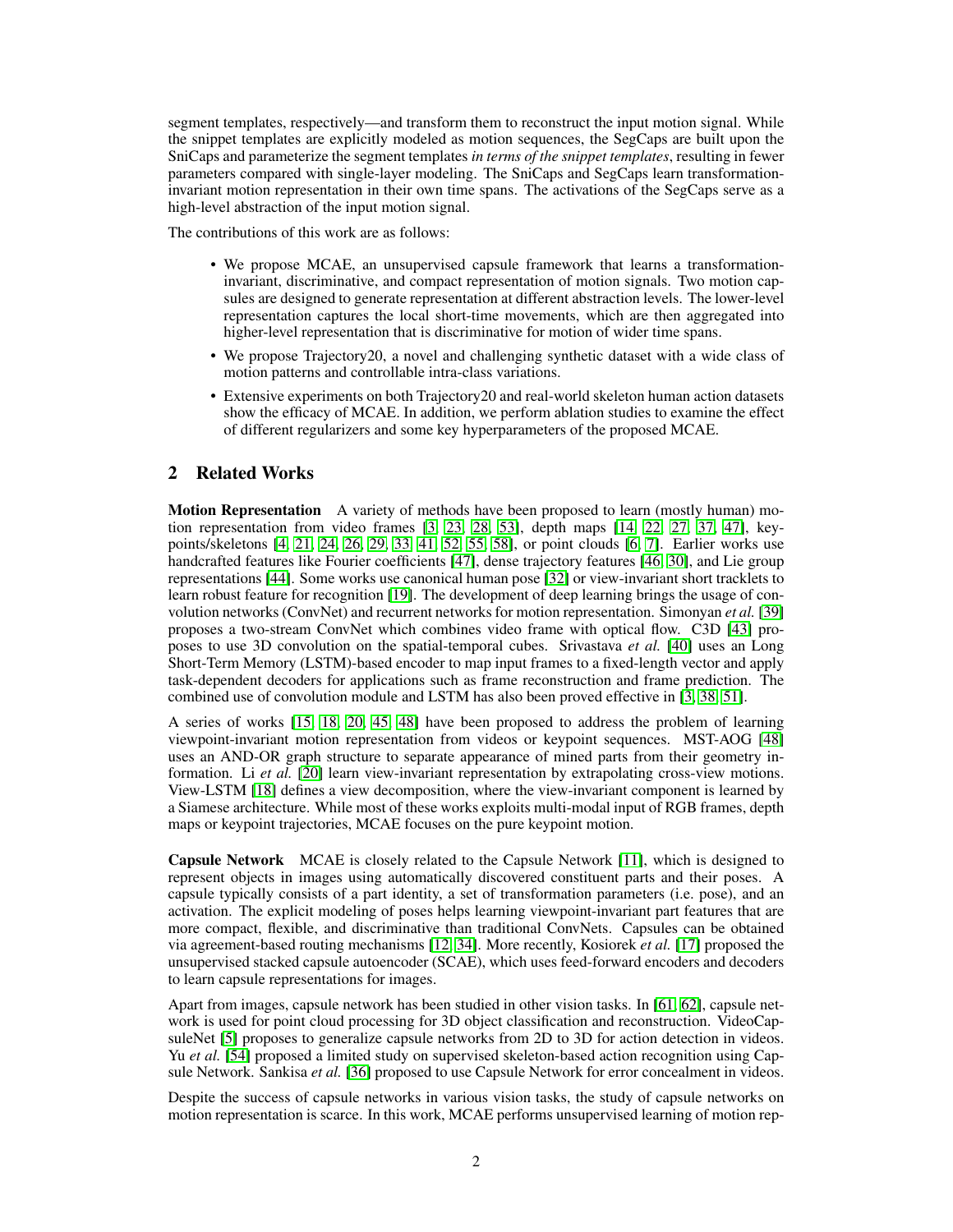segment templates, respectively—and transform them to reconstruct the input motion signal. While the snippet templates are explicitly modeled as motion sequences, the SegCaps are built upon the SniCaps and parameterize the segment templates *in terms of the snippet templates*, resulting in fewer parameters compared with single-layer modeling. The SniCaps and SegCaps learn transformation-invariant motion representation in their own time spans. The activations of the SegCaps serve as a high-level abstraction of the input motion signal.

The contributions of this work are as follows:

- We propose MCAE, an unsupervised capsule framework that learns a transformation-invariant, discriminative, and compact representation of motion signals. Two motion capsules are designed to generate representation at different abstraction levels. The lower-level representation captures the local short-time movements, which are then aggregated into higher-level representation that is discriminative for motion of wider time spans.
- We propose Trajectory20, a novel and challenging synthetic dataset with a wide class of motion patterns and controllable intra-class variations.
- Extensive experiments on both Trajectory20 and real-world skeleton human action datasets show the efficacy of MCAE. In addition, we perform ablation studies to examine the effect of different regularizers and some key hyperparameters of the proposed MCAE.

## 2 Related Works

**Motion Representation** A variety of methods have been proposed to learn (mostly human) motion representation from video frames [3, 23, 28, 53], depth maps [14, 22, 27, 37, 47], keypoints/skeletons [4, 21, 24, 26, 29, 33, 41, 52, 55, 58], or point clouds [6, 7]. Earlier works use handcrafted features like Fourier coefficients [47], dense trajectory features [46, 30], and Lie group representations [44]. Some works use canonical human pose [32] or view-invariant short tracklets to learn robust feature for recognition [19]. The development of deep learning brings the usage of convolution networks (ConvNet) and recurrent networks for motion representation. Simonyan *et al.* [39] proposes a two-stream ConvNet which combines video frame with optical flow. C3D [43] proposes to use 3D convolution on the spatial-temporal cubes. Srivastava *et al.* [40] uses an Long Short-Term Memory (LSTM)-based encoder to map input frames to a fixed-length vector and apply task-dependent decoders for applications such as frame reconstruction and frame prediction. The combined use of convolution module and LSTM has also been proved effective in [3, 38, 51].

A series of works [15, 18, 20, 45, 48] have been proposed to address the problem of learning viewpoint-invariant motion representation from videos or keypoint sequences. MST-AOG [48] uses an AND-OR graph structure to separate appearance of mined parts from their geometry information. Li *et al.* [20] learn view-invariant representation by extrapolating cross-view motions. View-LSTM [18] defines a view decomposition, where the view-invariant component is learned by a Siamese architecture. While most of these works exploits multi-modal input of RGB frames, depth maps or keypoint trajectories, MCAE focuses on the pure keypoint motion.

**Capsule Network** MCAE is closely related to the Capsule Network [11], which is designed to represent objects in images using automatically discovered constituent parts and their poses. A capsule typically consists of a part identity, a set of transformation parameters (i.e. pose), and an activation. The explicit modeling of poses helps learning viewpoint-invariant part features that are more compact, flexible, and discriminative than traditional ConvNets. Capsules can be obtained via agreement-based routing mechanisms [12, 34]. More recently, Kosiorek *et al.* [17] proposed the unsupervised stacked capsule autoencoder (SCAE), which uses feed-forward encoders and decoders to learn capsule representations for images.

Apart from images, capsule network has been studied in other vision tasks. In [61, 62], capsule network is used for point cloud processing for 3D object classification and reconstruction. VideoCapsuleNet [5] proposes to generalize capsule networks from 2D to 3D for action detection in videos. Yu *et al.* [54] proposed a limited study on supervised skeleton-based action recognition using Capsule Network. Sankisa *et al.* [36] proposed to use Capsule Network for error concealment in videos.

Despite the success of capsule networks in various vision tasks, the study of capsule networks on motion representation is scarce. In this work, MCAE performs unsupervised learning of motion rep-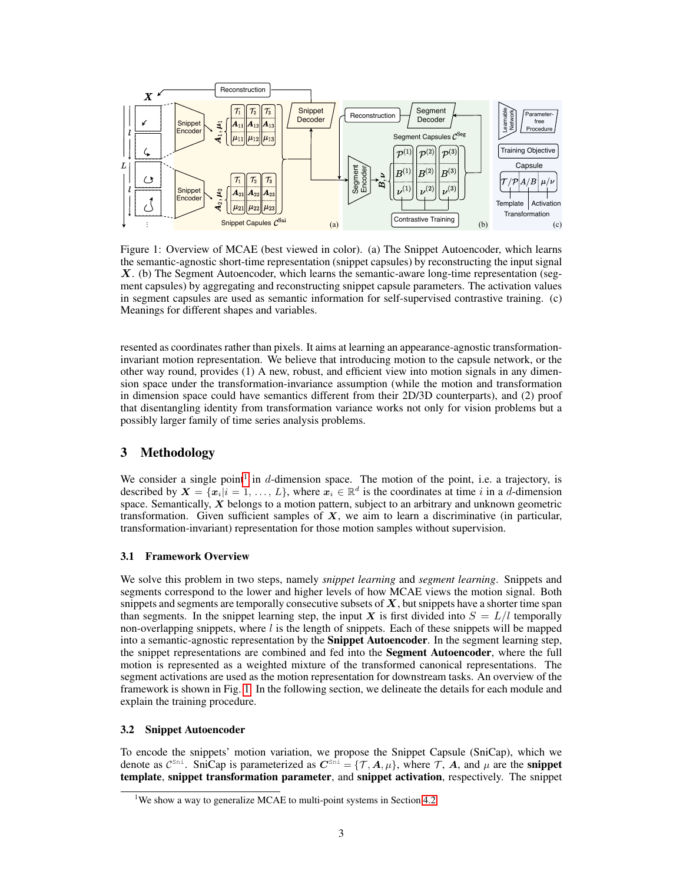Figure 1: Overview of MCAE (best viewed in color). (a) The Snippet Autoencoder, which learns the semantic-agnostic short-time representation (snippet capsules) by reconstructing the input signal $\boldsymbol{X}$. (b) The Segment Autoencoder, which learns the semantic-aware long-time representation (segment capsules) by aggregating and reconstructing snippet capsule parameters. The activation values in segment capsules are used as semantic information for self-supervised contrastive training. (c) Meanings for different shapes and variables.

resented as coordinates rather than pixels. It aims at learning an appearance-agnostic transformation-invariant motion representation. We believe that introducing motion to the capsule network, or the other way round, provides (1) A new, robust, and efficient view into motion signals in any dimension space under the transformation-invariance assumption (while the motion and transformation in dimension space could have semantics different from their 2D/3D counterparts), and (2) proof that disentangling identity from transformation variance works not only for vision problems but a possibly larger family of time series analysis problems.

# 3 Methodology

We consider a single point[1] in $d$-dimension space. The motion of the point, i.e. a trajectory, is described by $\boldsymbol{X} = \{\boldsymbol{x}_i | i = 1, \ldots, L\}$, where $\boldsymbol{x}_i \in \mathbb{R}^d$ is the coordinates at time $i$ in a $d$-dimension space. Semantically, $\boldsymbol{X}$ belongs to a motion pattern, subject to an arbitrary and unknown geometric transformation. Given sufficient samples of $\boldsymbol{X}$, we aim to learn a discriminative (in particular, transformation-invariant) representation for those motion samples without supervision.

## 3.1 Framework Overview

We solve this problem in two steps, namely *snippet learning* and *segment learning*. Snippets and segments correspond to the lower and higher levels of how MCAE views the motion signal. Both snippets and segments are temporally consecutive subsets of $\boldsymbol{X}$, but snippets have a shorter time span than segments. In the snippet learning step, the input $\boldsymbol{X}$ is first divided into $S = L/l$ temporally non-overlapping snippets, where $l$ is the length of snippets. Each of these snippets will be mapped into a semantic-agnostic representation by the **Snippet Autoencoder**. In the segment learning step, the snippet representations are combined and fed into the **Segment Autoencoder**, where the full motion is represented as a weighted mixture of the transformed canonical representations. The segment activations are used as the motion representation for downstream tasks. An overview of the framework is shown in Fig. 1. In the following section, we delineate the details for each module and explain the training procedure.

## 3.2 Snippet Autoencoder

To encode the snippets' motion variation, we propose the Snippet Capsule (SniCap), which we denote as $\mathcal{C}^{\texttt{Sni}}$. SniCap is parameterized as $\boldsymbol{C}^{\texttt{Sni}} = \{\mathcal{T}, \boldsymbol{A}, \mu\}$, where $\mathcal{T}$, $\boldsymbol{A}$, and $\mu$ are the **snippet template**, **snippet transformation parameter**, and **snippet activation**, respectively. The snippet

[1] We show a way to generalize MCAE to multi-point systems in Section 4.2.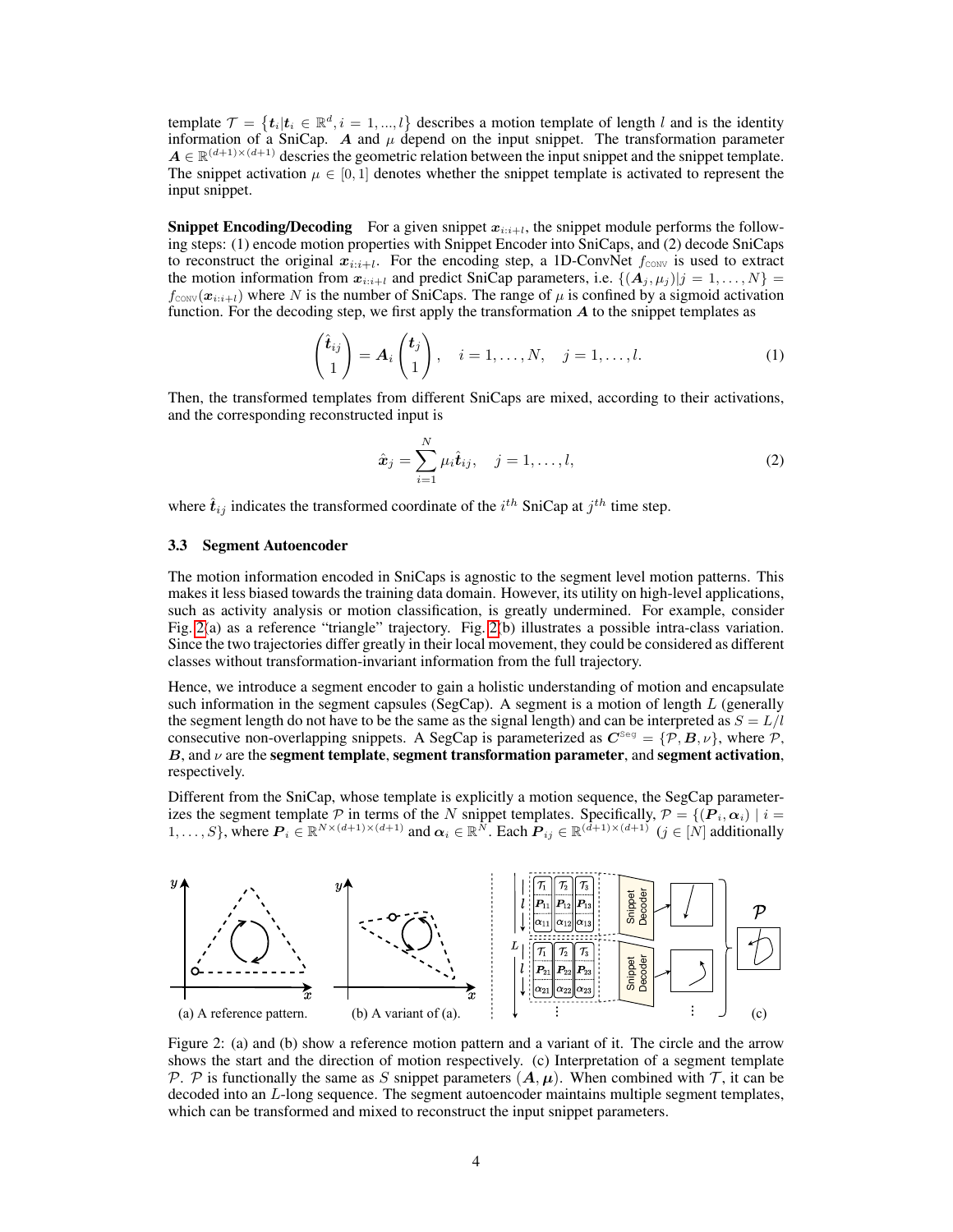template $\mathcal{T} = \{\boldsymbol{t}_i | \boldsymbol{t}_i \in \mathbb{R}^d, i = 1, ..., l\}$ describes a motion template of length $l$ and is the identity information of a SniCap. $\boldsymbol{A}$ and $\mu$ depend on the input snippet. The transformation parameter $\boldsymbol{A} \in \mathbb{R}^{(d+1)\times(d+1)}$ descries the geometric relation between the input snippet and the snippet template. The snippet activation $\mu \in [0, 1]$ denotes whether the snippet template is activated to represent the input snippet.

**Snippet Encoding/Decoding** For a given snippet $\boldsymbol{x}_{i:i+l}$, the snippet module performs the following steps: (1) encode motion properties with Snippet Encoder into SniCaps, and (2) decode SniCaps to reconstruct the original $\boldsymbol{x}_{i:i+l}$. For the encoding step, a 1D-ConvNet $f_{\text{CONV}}$ is used to extract the motion information from $\boldsymbol{x}_{i:i+l}$ and predict SniCap parameters, i.e. $\{(\boldsymbol{A}_j, \mu_j) | j = 1, \ldots, N\} = f_{\text{CONV}}(\boldsymbol{x}_{i:i+l})$ where $N$ is the number of SniCaps. The range of $\mu$ is confined by a sigmoid activation function. For the decoding step, we first apply the transformation $\boldsymbol{A}$ to the snippet templates as

$$\begin{pmatrix} \hat{\boldsymbol{t}}_{ij} \\ 1 \end{pmatrix} = \boldsymbol{A}_i \begin{pmatrix} \boldsymbol{t}_j \\ 1 \end{pmatrix}, \quad i = 1, \ldots, N, \quad j = 1, \ldots, l. \tag{1}$$

Then, the transformed templates from different SniCaps are mixed, according to their activations, and the corresponding reconstructed input is

$$\hat{\boldsymbol{x}}_j = \sum_{i=1}^{N} \mu_i \hat{\boldsymbol{t}}_{ij}, \quad j = 1, \ldots, l, \tag{2}$$

where $\hat{\boldsymbol{t}}_{ij}$ indicates the transformed coordinate of the $i^{th}$ SniCap at $j^{th}$ time step.

### 3.3 Segment Autoencoder

The motion information encoded in SniCaps is agnostic to the segment level motion patterns. This makes it less biased towards the training data domain. However, its utility on high-level applications, such as activity analysis or motion classification, is greatly undermined. For example, consider Fig. 2(a) as a reference "triangle" trajectory. Fig. 2(b) illustrates a possible intra-class variation. Since the two trajectories differ greatly in their local movement, they could be considered as different classes without transformation-invariant information from the full trajectory.

Hence, we introduce a segment encoder to gain a holistic understanding of motion and encapsulate such information in the segment capsules (SegCap). A segment is a motion of length $L$ (generally the segment length do not have to be the same as the signal length) and can be interpreted as $S = L/l$ consecutive non-overlapping snippets. A SegCap is parameterized as $\boldsymbol{C}^{\text{Seg}} = \{\mathcal{P}, \boldsymbol{B}, \nu\}$, where $\mathcal{P}$, $\boldsymbol{B}$, and $\nu$ are the **segment template**, **segment transformation parameter**, and **segment activation**, respectively.

Different from the SniCap, whose template is explicitly a motion sequence, the SegCap parameterizes the segment template $\mathcal{P}$ in terms of the $N$ snippet templates. Specifically, $\mathcal{P} = \{(\boldsymbol{P}_i, \boldsymbol{\alpha}_i) \mid i = 1, \ldots, S\}$, where $\boldsymbol{P}_i \in \mathbb{R}^{N\times(d+1)\times(d+1)}$ and $\boldsymbol{\alpha}_i \in \mathbb{R}^N$. Each $\boldsymbol{P}_{ij} \in \mathbb{R}^{(d+1)\times(d+1)}$ $(j \in [N]$ additionally

(a) A reference pattern. (b) A variant of (a). (c)

Figure 2: (a) and (b) show a reference motion pattern and a variant of it. The circle and the arrow shows the start and the direction of motion respectively. (c) Interpretation of a segment template $\mathcal{P}$. $\mathcal{P}$ is functionally the same as $S$ snippet parameters $(\boldsymbol{A}, \boldsymbol{\mu})$. When combined with $\mathcal{T}$, it can be decoded into an $L$-long sequence. The segment autoencoder maintains multiple segment templates, which can be transformed and mixed to reconstruct the input snippet parameters.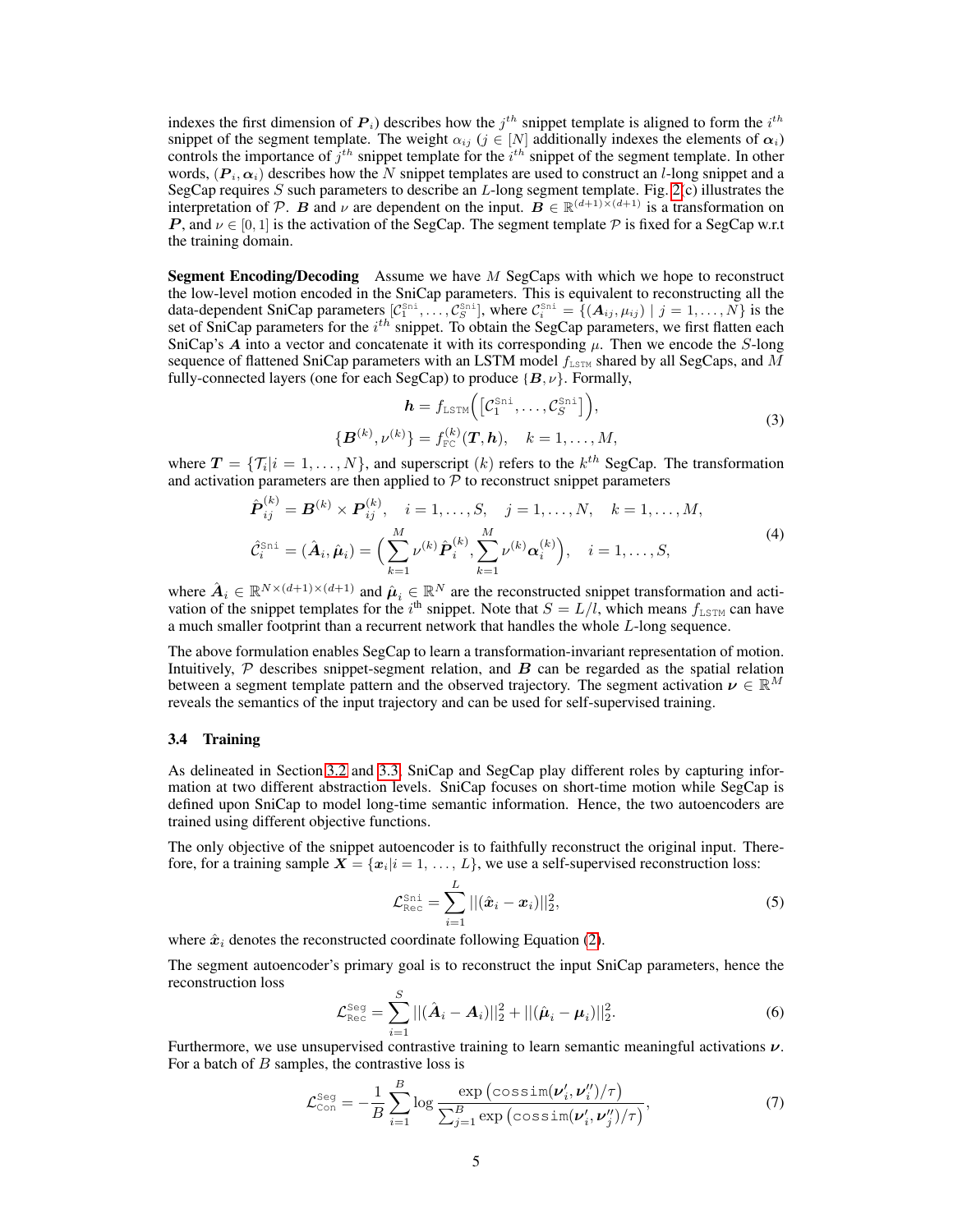indexes the first dimension of $\boldsymbol{P}_i$) describes how the $j^{th}$ snippet template is aligned to form the $i^{th}$ snippet of the segment template. The weight $\alpha_{ij}$ ($j \in [N]$ additionally indexes the elements of $\boldsymbol{\alpha}_i$) controls the importance of $j^{th}$ snippet template for the $i^{th}$ snippet of the segment template. In other words, $(\boldsymbol{P}_i, \boldsymbol{\alpha}_i)$ describes how the $N$ snippet templates are used to construct an $l$-long snippet and a SegCap requires $S$ such parameters to describe an $L$-long segment template. Fig. 2(c) illustrates the interpretation of $\mathcal{P}$. $\boldsymbol{B}$ and $\nu$ are dependent on the input. $\boldsymbol{B} \in \mathbb{R}^{(d+1)\times(d+1)}$ is a transformation on $\boldsymbol{P}$, and $\nu \in [0, 1]$ is the activation of the SegCap. The segment template $\mathcal{P}$ is fixed for a SegCap w.r.t the training domain.

**Segment Encoding/Decoding** Assume we have $M$ SegCaps with which we hope to reconstruct the low-level motion encoded in the SniCap parameters. This is equivalent to reconstructing all the data-dependent SniCap parameters $[\mathcal{C}_1^{\texttt{Sni}}, \ldots, \mathcal{C}_S^{\texttt{Sni}}]$, where $\mathcal{C}_i^{\texttt{Sni}} = \{(\boldsymbol{A}_{ij}, \mu_{ij}) \mid j = 1, \ldots, N\}$ is the set of SniCap parameters for the $i^{th}$ snippet. To obtain the SegCap parameters, we first flatten each SniCap's $\boldsymbol{A}$ into a vector and concatenate it with its corresponding $\mu$. Then we encode the $S$-long sequence of flattened SniCap parameters with an LSTM model $f_{\texttt{LSTM}}$ shared by all SegCaps, and $M$ fully-connected layers (one for each SegCap) to produce $\{\boldsymbol{B}, \nu\}$. Formally,

$$
\begin{aligned}
\boldsymbol{h} &= f_{\texttt{LSTM}}\Big(\big[\mathcal{C}_1^{\texttt{Sni}}, \ldots, \mathcal{C}_S^{\texttt{Sni}}\big]\Big), \\
\{\boldsymbol{B}^{(k)}, \nu^{(k)}\} &= f_{\texttt{FC}}^{(k)}(\boldsymbol{T}, \boldsymbol{h}), \quad k = 1, \ldots, M,
\end{aligned}
\tag{3}
$$

where $\boldsymbol{T} = \{\mathcal{T}_i | i = 1, \ldots, N\}$, and superscript $(k)$ refers to the $k^{th}$ SegCap. The transformation and activation parameters are then applied to $\mathcal{P}$ to reconstruct snippet parameters

$$
\begin{aligned}
\hat{\boldsymbol{P}}_{ij}^{(k)} &= \boldsymbol{B}^{(k)} \times \boldsymbol{P}_{ij}^{(k)}, \quad i = 1, \ldots, S, \quad j = 1, \ldots, N, \quad k = 1, \ldots, M, \\
\hat{\mathcal{C}}_i^{\texttt{Sni}} &= (\hat{\boldsymbol{A}}_i, \hat{\boldsymbol{\mu}}_i) = \Big(\sum_{k=1}^{M} \nu^{(k)} \hat{\boldsymbol{P}}_i^{(k)}, \sum_{k=1}^{M} \nu^{(k)} \boldsymbol{\alpha}_i^{(k)}\Big), \quad i = 1, \ldots, S,
\end{aligned}
\tag{4}
$$

where $\hat{\boldsymbol{A}}_i \in \mathbb{R}^{N\times(d+1)\times(d+1)}$ and $\hat{\boldsymbol{\mu}}_i \in \mathbb{R}^N$ are the reconstructed snippet transformation and activation of the snippet templates for the $i^{\text{th}}$ snippet. Note that $S = L/l$, which means $f_{\texttt{LSTM}}$ can have a much smaller footprint than a recurrent network that handles the whole $L$-long sequence.

The above formulation enables SegCap to learn a transformation-invariant representation of motion. Intuitively, $\mathcal{P}$ describes snippet-segment relation, and $\boldsymbol{B}$ can be regarded as the spatial relation between a segment template pattern and the observed trajectory. The segment activation $\boldsymbol{\nu} \in \mathbb{R}^M$ reveals the semantics of the input trajectory and can be used for self-supervised training.

### 3.4 Training

As delineated in Section 3.2 and 3.3, SniCap and SegCap play different roles by capturing information at two different abstraction levels. SniCap focuses on short-time motion while SegCap is defined upon SniCap to model long-time semantic information. Hence, the two autoencoders are trained using different objective functions.

The only objective of the snippet autoencoder is to faithfully reconstruct the original input. Therefore, for a training sample $\boldsymbol{X} = \{\boldsymbol{x}_i | i = 1, \ldots, L\}$, we use a self-supervised reconstruction loss:

$$
\mathcal{L}_{\texttt{Rec}}^{\texttt{Sni}} = \sum_{i=1}^{L} ||(\hat{\boldsymbol{x}}_i - \boldsymbol{x}_i)||_2^2,
\tag{5}
$$

where $\hat{\boldsymbol{x}}_i$ denotes the reconstructed coordinate following Equation (2).

The segment autoencoder's primary goal is to reconstruct the input SniCap parameters, hence the reconstruction loss

$$
\mathcal{L}_{\texttt{Rec}}^{\texttt{Seg}} = \sum_{i=1}^{S} ||(\hat{\boldsymbol{A}}_i - \boldsymbol{A}_i)||_2^2 + ||(\hat{\boldsymbol{\mu}}_i - \boldsymbol{\mu}_i)||_2^2.
\tag{6}
$$

Furthermore, we use unsupervised contrastive training to learn semantic meaningful activations $\boldsymbol{\nu}$. For a batch of $B$ samples, the contrastive loss is

$$
\mathcal{L}_{\texttt{Con}}^{\texttt{Seg}} = -\frac{1}{B} \sum_{i=1}^{B} \log \frac{\exp\big(\texttt{cossim}(\boldsymbol{\nu}_i', \boldsymbol{\nu}_i'')/\tau\big)}{\sum_{j=1}^{B} \exp\big(\texttt{cossim}(\boldsymbol{\nu}_i', \boldsymbol{\nu}_j'')/\tau\big)},
\tag{7}
$$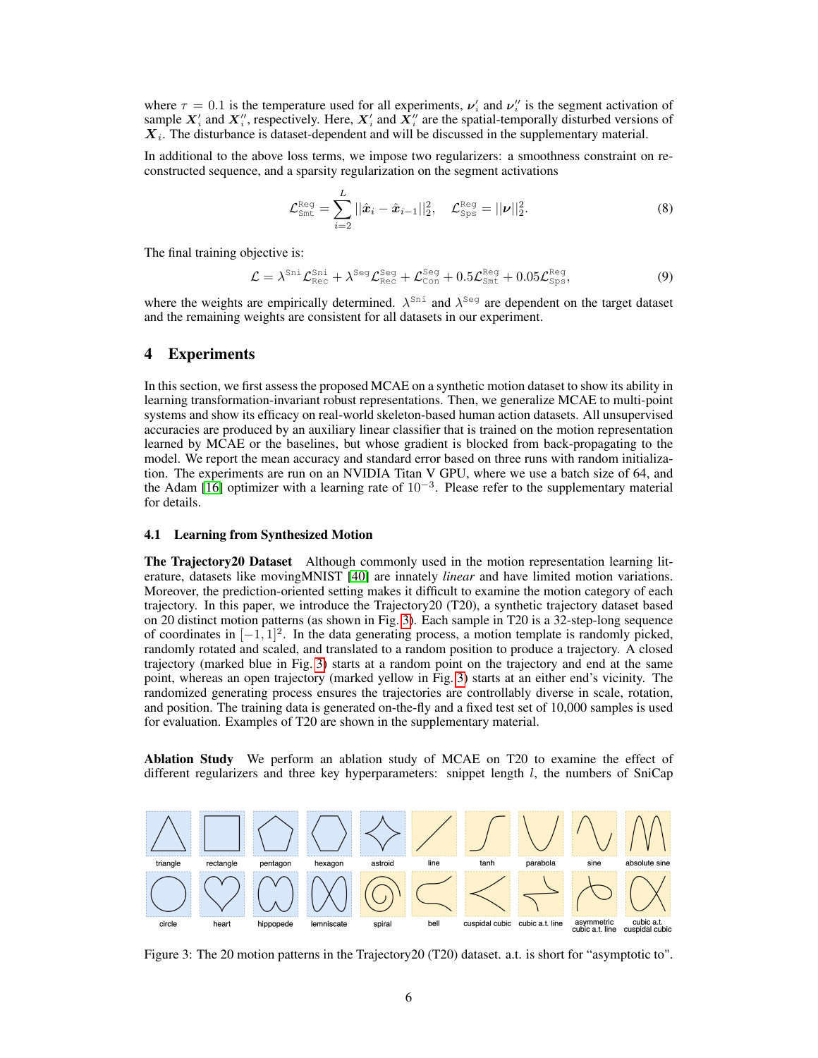where $\tau = 0.1$ is the temperature used for all experiments, $\boldsymbol{\nu}_i'$ and $\boldsymbol{\nu}_i''$ is the segment activation of sample $\boldsymbol{X}_i'$ and $\boldsymbol{X}_i''$, respectively. Here, $\boldsymbol{X}_i'$ and $\boldsymbol{X}_i''$ are the spatial-temporally disturbed versions of $\boldsymbol{X}_i$. The disturbance is dataset-dependent and will be discussed in the supplementary material.

In additional to the above loss terms, we impose two regularizers: a smoothness constraint on reconstructed sequence, and a sparsity regularization on the segment activations

$$\mathcal{L}^{\text{Reg}}_{\text{Smt}} = \sum_{i=2}^{L} ||\hat{\boldsymbol{x}}_i - \hat{\boldsymbol{x}}_{i-1}||_2^2, \quad \mathcal{L}^{\text{Reg}}_{\text{Sps}} = ||\boldsymbol{\nu}||_2^2. \tag{8}$$

The final training objective is:

$$\mathcal{L} = \lambda^{\text{Sni}} \mathcal{L}^{\text{Sni}}_{\text{Rec}} + \lambda^{\text{Seg}} \mathcal{L}^{\text{Seg}}_{\text{Rec}} + \mathcal{L}^{\text{Seg}}_{\text{Con}} + 0.5 \mathcal{L}^{\text{Reg}}_{\text{Smt}} + 0.05 \mathcal{L}^{\text{Reg}}_{\text{Sps}}, \tag{9}$$

where the weights are empirically determined. $\lambda^{\text{Sni}}$ and $\lambda^{\text{Seg}}$ are dependent on the target dataset and the remaining weights are consistent for all datasets in our experiment.

# 4 Experiments

In this section, we first assess the proposed MCAE on a synthetic motion dataset to show its ability in learning transformation-invariant robust representations. Then, we generalize MCAE to multi-point systems and show its efficacy on real-world skeleton-based human action datasets. All unsupervised accuracies are produced by an auxiliary linear classifier that is trained on the motion representation learned by MCAE or the baselines, but whose gradient is blocked from back-propagating to the model. We report the mean accuracy and standard error based on three runs with random initialization. The experiments are run on an NVIDIA Titan V GPU, where we use a batch size of 64, and the Adam [16] optimizer with a learning rate of $10^{-3}$. Please refer to the supplementary material for details.

## 4.1 Learning from Synthesized Motion

**The Trajectory20 Dataset** Although commonly used in the motion representation learning literature, datasets like movingMNIST [40] are innately *linear* and have limited motion variations. Moreover, the prediction-oriented setting makes it difficult to examine the motion category of each trajectory. In this paper, we introduce the Trajectory20 (T20), a synthetic trajectory dataset based on 20 distinct motion patterns (as shown in Fig. 3). Each sample in T20 is a 32-step-long sequence of coordinates in $[-1, 1]^2$. In the data generating process, a motion template is randomly picked, randomly rotated and scaled, and translated to a random position to produce a trajectory. A closed trajectory (marked blue in Fig. 3) starts at a random point on the trajectory and end at the same point, whereas an open trajectory (marked yellow in Fig. 3) starts at an either end's vicinity. The randomized generating process ensures the trajectories are controllably diverse in scale, rotation, and position. The training data is generated on-the-fly and a fixed test set of 10,000 samples is used for evaluation. Examples of T20 are shown in the supplementary material.

**Ablation Study** We perform an ablation study of MCAE on T20 to examine the effect of different regularizers and three key hyperparameters: snippet length $l$, the numbers of SniCap

triangle, rectangle, pentagon, hexagon, astroid, line, tanh, parabola, sine, absolute sine, circle, heart, hippopede, lemniscate, spiral, bell, cuspidal cubic, cubic a.t. line, asymmetric cubic a.t. line, cubic a.t. cuspidal cubic

Figure 3: The 20 motion patterns in the Trajectory20 (T20) dataset. a.t. is short for "asymptotic to".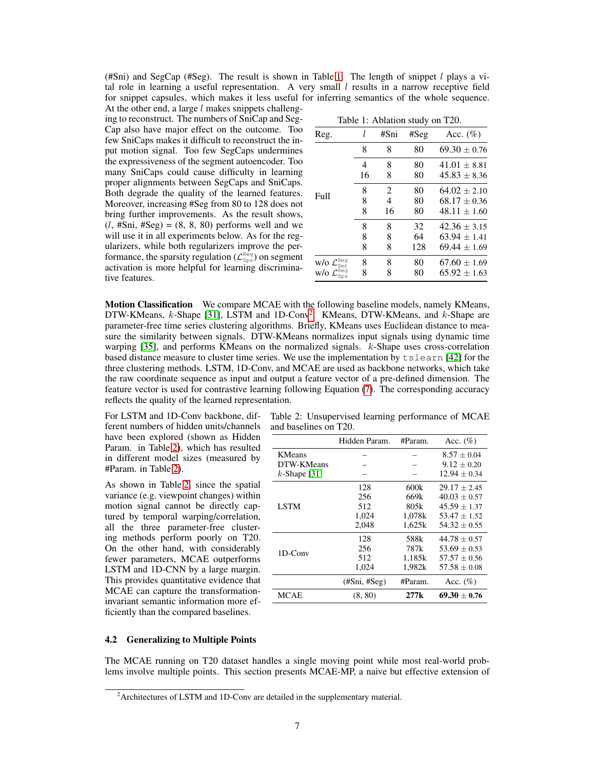(#Sni) and SegCap (#Seg). The result is shown in Table 1. The length of snippet $l$ plays a vital role in learning a useful representation. A very small $l$ results in a narrow receptive field for snippet capsules, which makes it less useful for inferring semantics of the whole sequence. At the other end, a large $l$ makes snippets challenging to reconstruct. The numbers of SniCap and SegCap also have major effect on the outcome. Too few SniCaps makes it difficult to reconstruct the input motion signal. Too few SegCaps undermines the expressiveness of the segment autoencoder. Too many SniCaps could cause difficulty in learning proper alignments between SegCaps and SniCaps. Both degrade the quality of the learned features. Moreover, increasing #Seg from 80 to 128 does not bring further improvements. As the result shows, ($l$, #Sni, #Seg) = (8, 8, 80) performs well and we will use it in all experiments below. As for the regularizers, while both regularizers improve the performance, the sparsity regulation ($\mathcal{L}^{\text{Reg}}_{\text{Sps}}$) on segment activation is more helpful for learning discriminative features.

Table 1: Ablation study on T20.

| Reg. | $l$ | #Sni | #Seg | Acc. (%) |
|---|---|---|---|---|
| Full | 8 | 8 | 80 | 69.30 ± 0.76 |
| | 4 | 8 | 80 | 41.01 ± 8.81 |
| | 16 | 8 | 80 | 45.83 ± 8.36 |
| | 8 | 2 | 80 | 64.02 ± 2.10 |
| | 8 | 4 | 80 | 68.17 ± 0.36 |
| | 8 | 16 | 80 | 48.11 ± 1.60 |
| | 8 | 8 | 32 | 42.36 ± 3.15 |
| | 8 | 8 | 64 | 63.94 ± 1.41 |
| | 8 | 8 | 128 | 69.44 ± 1.69 |
| w/o $\mathcal{L}^{\text{Reg}}_{\text{Smt}}$ | 8 | 8 | 80 | 67.60 ± 1.69 |
| w/o $\mathcal{L}^{\text{Reg}}_{\text{Sps}}$ | 8 | 8 | 80 | 65.92 ± 1.63 |

**Motion Classification** We compare MCAE with the following baseline models, namely KMeans, DTW-KMeans, $k$-Shape [31], LSTM and 1D-Conv[2]. KMeans, DTW-KMeans, and $k$-Shape are parameter-free time series clustering algorithms. Briefly, KMeans uses Euclidean distance to measure the similarity between signals. DTW-KMeans normalizes input signals using dynamic time warping [35], and performs KMeans on the normalized signals. $k$-Shape uses cross-correlation based distance measure to cluster time series. We use the implementation by `tslearn` [42] for the three clustering methods. LSTM, 1D-Conv, and MCAE are used as backbone networks, which take the raw coordinate sequence as input and output a feature vector of a pre-defined dimension. The feature vector is used for contrastive learning following Equation (7). The corresponding accuracy reflects the quality of the learned representation.

For LSTM and 1D-Conv backbone, different numbers of hidden units/channels have been explored (shown as Hidden Param. in Table 2), which has resulted in different model sizes (measured by #Param. in Table 2).

As shown in Table 2, since the spatial variance (e.g. viewpoint changes) within motion signal cannot be directly captured by temporal warping/correlation, all the three parameter-free clustering methods perform poorly on T20. On the other hand, with considerably fewer parameters, MCAE outperforms LSTM and 1D-CNN by a large margin. This provides quantitative evidence that MCAE can capture the transformation-invariant semantic information more efficiently than the compared baselines.

Table 2: Unsupervised learning performance of MCAE and baselines on T20.

| | Hidden Param. | #Param. | Acc. (%) |
|---|---|---|---|
| KMeans | – | – | 8.57 ± 0.04 |
| DTW-KMeans | – | – | 9.12 ± 0.20 |
| $k$-Shape [31] | – | – | 12.94 ± 0.34 |
| LSTM | 128 | 600k | 29.17 ± 2.45 |
| | 256 | 669k | 40.03 ± 0.57 |
| | 512 | 805k | 45.59 ± 1.37 |
| | 1,024 | 1,078k | 53.47 ± 1.52 |
| | 2,048 | 1,625k | 54.32 ± 0.55 |
| 1D-Conv | 128 | 588k | 44.78 ± 0.57 |
| | 256 | 787k | 53.69 ± 0.53 |
| | 512 | 1,185k | 57.57 ± 0.56 |
| | 1,024 | 1,982k | 57.58 ± 0.08 |
| | (#Sni, #Seg) | #Param. | Acc. (%) |
| MCAE | (8, 80) | **277k** | **69.30** ± **0.76** |

### 4.2 Generalizing to Multiple Points

The MCAE running on T20 dataset handles a single moving point while most real-world problems involve multiple points. This section presents MCAE-MP, a naive but effective extension of

[2] Architectures of LSTM and 1D-Conv are detailed in the supplementary material.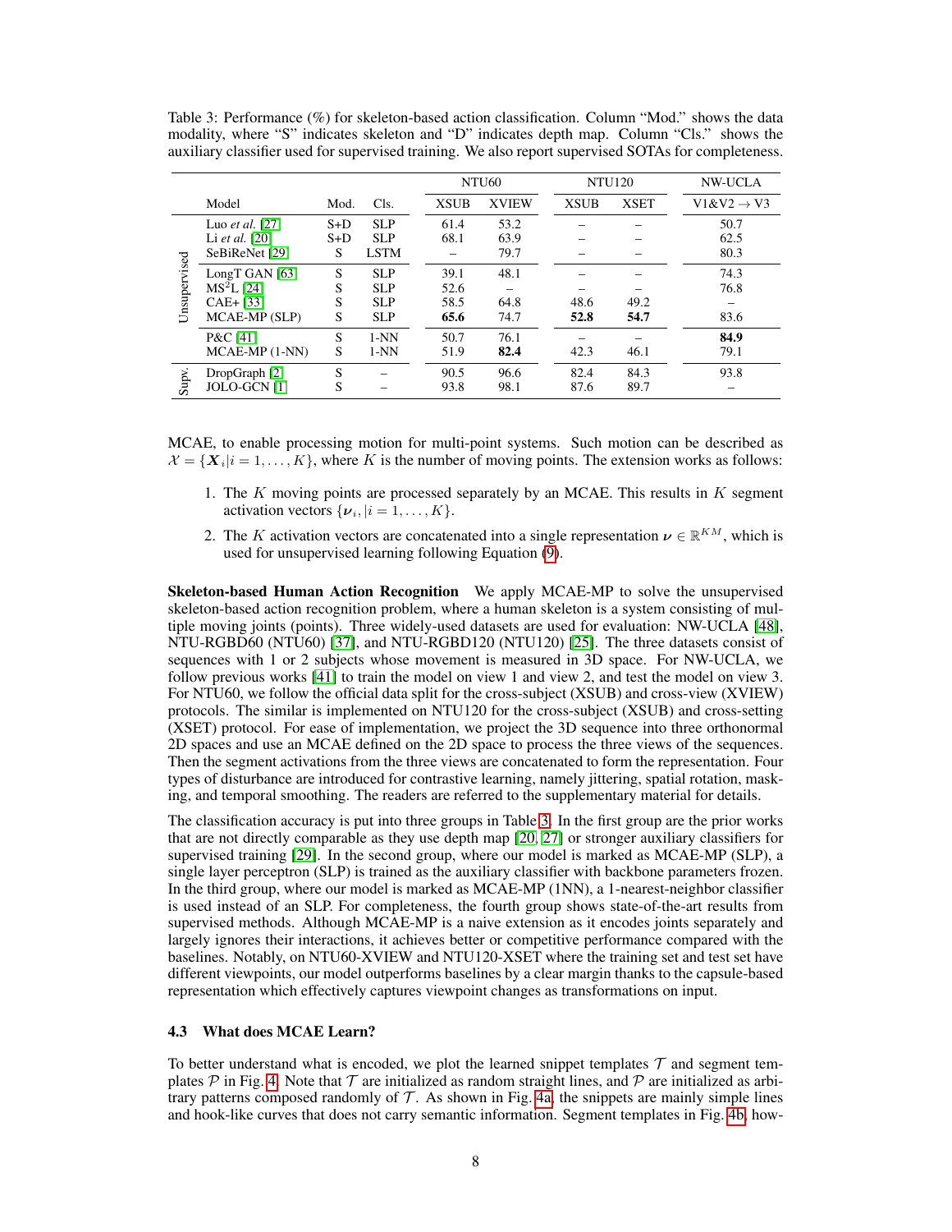Table 3: Performance (%) for skeleton-based action classification. Column "Mod." shows the data modality, where "S" indicates skeleton and "D" indicates depth map. Column "Cls." shows the auxiliary classifier used for supervised training. We also report supervised SOTAs for completeness.

| | Model | Mod. | Cls. | NTU60 | | NTU120 | | NW-UCLA |
|---|---|---|---|---|---|---|---|---|
| | | | | XSUB | XVIEW | XSUB | XSET | V1&V2 → V3 |
| Unsupervised | Luo *et al.* [27] | S+D | SLP | 61.4 | 53.2 | – | – | 50.7 |
| | Li *et al.* [20] | S+D | SLP | 68.1 | 63.9 | – | – | 62.5 |
| | SeBiReNet [29] | S | LSTM | – | 79.7 | – | – | 80.3 |
| | LongT GAN [63] | S | SLP | 39.1 | 48.1 | – | – | 74.3 |
| | MS$^2$L [24] | S | SLP | 52.6 | – | – | – | 76.8 |
| | CAE+ [33] | S | SLP | 58.5 | 64.8 | 48.6 | 49.2 | – |
| | MCAE-MP (SLP) | S | SLP | **65.6** | 74.7 | **52.8** | **54.7** | 83.6 |
| | P&C [41] | S | 1-NN | 50.7 | 76.1 | – | – | **84.9** |
| | MCAE-MP (1-NN) | S | 1-NN | 51.9 | **82.4** | 42.3 | 46.1 | 79.1 |
| Supv. | DropGraph [2] | S | – | 90.5 | 96.6 | 82.4 | 84.3 | 93.8 |
| | JOLO-GCN [1] | S | – | 93.8 | 98.1 | 87.6 | 89.7 | – |

MCAE, to enable processing motion for multi-point systems. Such motion can be described as $\mathcal{X} = \{\boldsymbol{X}_i | i = 1, \ldots, K\}$, where $K$ is the number of moving points. The extension works as follows:

1. The $K$ moving points are processed separately by an MCAE. This results in $K$ segment activation vectors $\{\boldsymbol{\nu}_i, | i = 1, \ldots, K\}$.
2. The $K$ activation vectors are concatenated into a single representation $\boldsymbol{\nu} \in \mathbb{R}^{KM}$, which is used for unsupervised learning following Equation (9).

**Skeleton-based Human Action Recognition** We apply MCAE-MP to solve the unsupervised skeleton-based action recognition problem, where a human skeleton is a system consisting of multiple moving joints (points). Three widely-used datasets are used for evaluation: NW-UCLA [48], NTU-RGBD60 (NTU60) [37], and NTU-RGBD120 (NTU120) [25]. The three datasets consist of sequences with 1 or 2 subjects whose movement is measured in 3D space. For NW-UCLA, we follow previous works [41] to train the model on view 1 and view 2, and test the model on view 3. For NTU60, we follow the official data split for the cross-subject (XSUB) and cross-view (XVIEW) protocols. The similar is implemented on NTU120 for the cross-subject (XSUB) and cross-setting (XSET) protocol. For ease of implementation, we project the 3D sequence into three orthonormal 2D spaces and use an MCAE defined on the 2D space to process the three views of the sequences. Then the segment activations from the three views are concatenated to form the representation. Four types of disturbance are introduced for contrastive learning, namely jittering, spatial rotation, masking, and temporal smoothing. The readers are referred to the supplementary material for details.

The classification accuracy is put into three groups in Table 3. In the first group are the prior works that are not directly comparable as they use depth map [20, 27] or stronger auxiliary classifiers for supervised training [29]. In the second group, where our model is marked as MCAE-MP (SLP), a single layer perceptron (SLP) is trained as the auxiliary classifier with backbone parameters frozen. In the third group, where our model is marked as MCAE-MP (1NN), a 1-nearest-neighbor classifier is used instead of an SLP. For completeness, the fourth group shows state-of-the-art results from supervised methods. Although MCAE-MP is a naive extension as it encodes joints separately and largely ignores their interactions, it achieves better or competitive performance compared with the baselines. Notably, on NTU60-XVIEW and NTU120-XSET where the training set and test set have different viewpoints, our model outperforms baselines by a clear margin thanks to the capsule-based representation which effectively captures viewpoint changes as transformations on input.

### 4.3 What does MCAE Learn?

To better understand what is encoded, we plot the learned snippet templates $\mathcal{T}$ and segment templates $\mathcal{P}$ in Fig. 4. Note that $\mathcal{T}$ are initialized as random straight lines, and $\mathcal{P}$ are initialized as arbitrary patterns composed randomly of $\mathcal{T}$. As shown in Fig. 4a, the snippets are mainly simple lines and hook-like curves that does not carry semantic information. Segment templates in Fig. 4b, how-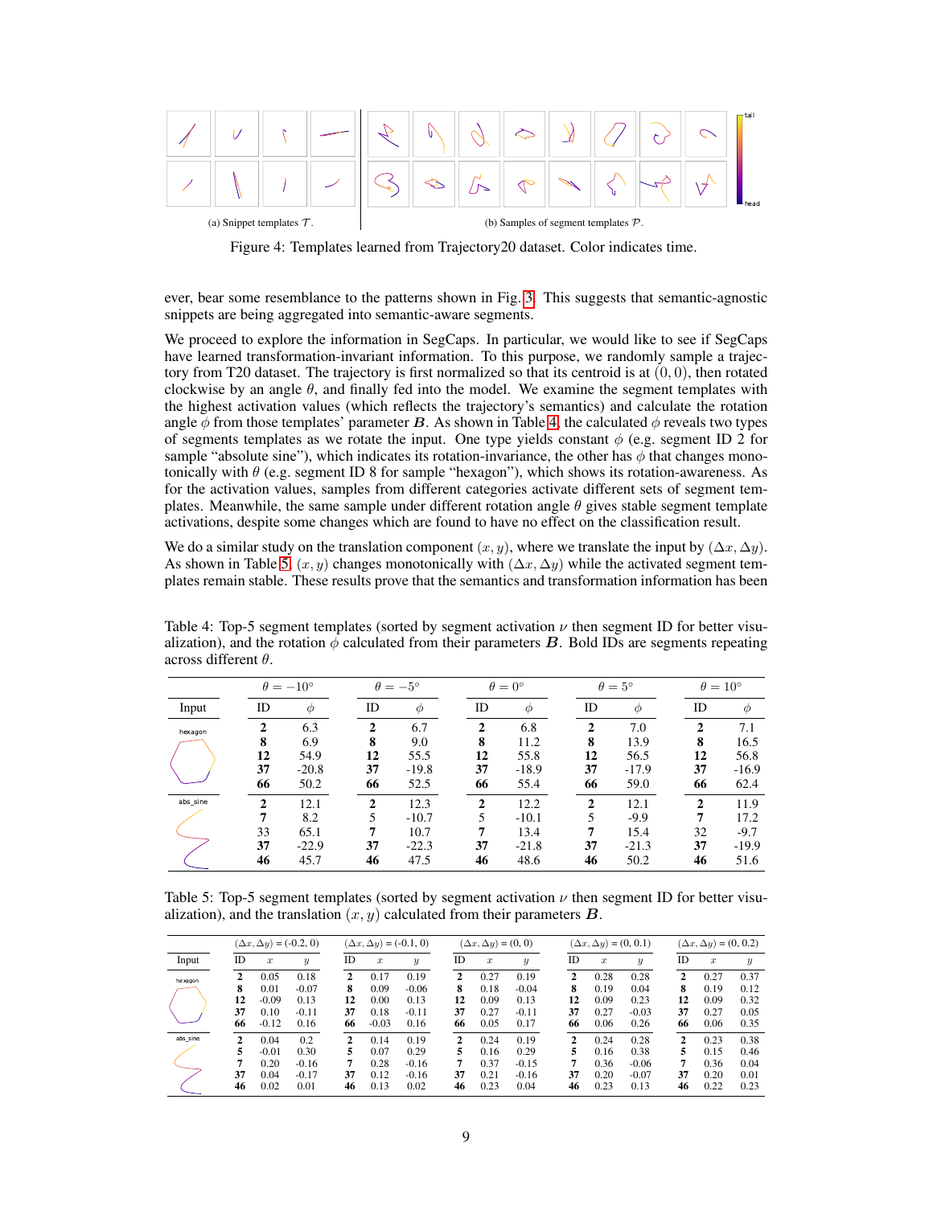(a) Snippet templates $\mathcal{T}$.

(b) Samples of segment templates $\mathcal{P}$.

Figure 4: Templates learned from Trajectory20 dataset. Color indicates time.

ever, bear some resemblance to the patterns shown in Fig. 3. This suggests that semantic-agnostic snippets are being aggregated into semantic-aware segments.

We proceed to explore the information in SegCaps. In particular, we would like to see if SegCaps have learned transformation-invariant information. To this purpose, we randomly sample a trajectory from T20 dataset. The trajectory is first normalized so that its centroid is at $(0, 0)$, then rotated clockwise by an angle $\theta$, and finally fed into the model. We examine the segment templates with the highest activation values (which reflects the trajectory's semantics) and calculate the rotation angle $\phi$ from those templates' parameter $\boldsymbol{B}$. As shown in Table 4, the calculated $\phi$ reveals two types of segments templates as we rotate the input. One type yields constant $\phi$ (e.g. segment ID 2 for sample "absolute sine"), which indicates its rotation-invariance, the other has $\phi$ that changes monotonically with $\theta$ (e.g. segment ID 8 for sample "hexagon"), which shows its rotation-awareness. As for the activation values, samples from different categories activate different sets of segment templates. Meanwhile, the same sample under different rotation angle $\theta$ gives stable segment template activations, despite some changes which are found to have no effect on the classification result.

We do a similar study on the translation component $(x, y)$, where we translate the input by $(\Delta x, \Delta y)$. As shown in Table 5, $(x, y)$ changes monotonically with $(\Delta x, \Delta y)$ while the activated segment templates remain stable. These results prove that the semantics and transformation information has been

Table 4: Top-5 segment templates (sorted by segment activation $\nu$ then segment ID for better visualization), and the rotation $\phi$ calculated from their parameters $\boldsymbol{B}$. Bold IDs are segments repeating across different $\theta$.

| Input | $\theta = -10°$ | | $\theta = -5°$ | | $\theta = 0°$ | | $\theta = 5°$ | | $\theta = 10°$ | |
|---|---|---|---|---|---|---|---|---|---|---|
| | ID | $\phi$ | ID | $\phi$ | ID | $\phi$ | ID | $\phi$ | ID | $\phi$ |
| hexagon | **2** | 6.3 | **2** | 6.7 | **2** | 6.8 | **2** | 7.0 | **2** | 7.1 |
| | **8** | 6.9 | **8** | 9.0 | **8** | 11.2 | **8** | 13.9 | **8** | 16.5 |
| | **12** | 54.9 | **12** | 55.5 | **12** | 55.8 | **12** | 56.5 | **12** | 56.8 |
| | **37** | -20.8 | **37** | -19.8 | **37** | -18.9 | **37** | -17.9 | **37** | -16.9 |
| | **66** | 50.2 | **66** | 52.5 | **66** | 55.4 | **66** | 59.0 | **66** | 62.4 |
| abs_sine | **2** | 12.1 | **2** | 12.3 | **2** | 12.2 | **2** | 12.1 | **2** | 11.9 |
| | **7** | 8.2 | 5 | -10.7 | 5 | -10.1 | 5 | -9.9 | **7** | 17.2 |
| | 33 | 65.1 | **7** | 10.7 | **7** | 13.4 | **7** | 15.4 | 32 | -9.7 |
| | **37** | -22.9 | **37** | -22.3 | **37** | -21.8 | **37** | -21.3 | **37** | -19.9 |
| | **46** | 45.7 | **46** | 47.5 | **46** | 48.6 | **46** | 50.2 | **46** | 51.6 |

Table 5: Top-5 segment templates (sorted by segment activation $\nu$ then segment ID for better visualization), and the translation $(x, y)$ calculated from their parameters $\boldsymbol{B}$.

| Input | $(\Delta x, \Delta y)$ = (-0.2, 0) | | | $(\Delta x, \Delta y)$ = (-0.1, 0) | | | $(\Delta x, \Delta y)$ = (0, 0) | | | $(\Delta x, \Delta y)$ = (0, 0.1) | | | $(\Delta x, \Delta y)$ = (0, 0.2) | | |
|---|---|---|---|---|---|---|---|---|---|---|---|---|---|---|---|
| | ID | $x$ | $y$ | ID | $x$ | $y$ | ID | $x$ | $y$ | ID | $x$ | $y$ | ID | $x$ | $y$ |
| hexagon | **2** | 0.05 | 0.18 | **2** | 0.17 | 0.19 | **2** | 0.27 | 0.19 | **2** | 0.28 | 0.28 | **2** | 0.27 | 0.37 |
| | **8** | 0.01 | -0.07 | **8** | 0.09 | -0.06 | **8** | 0.18 | -0.04 | **8** | 0.19 | 0.04 | **8** | 0.19 | 0.12 |
| | **12** | -0.09 | 0.13 | **12** | 0.00 | 0.13 | **12** | 0.09 | 0.13 | **12** | 0.09 | 0.23 | **12** | 0.09 | 0.32 |
| | **37** | 0.10 | -0.11 | **37** | 0.18 | -0.11 | **37** | 0.27 | -0.11 | **37** | 0.27 | -0.03 | **37** | 0.27 | 0.05 |
| | **66** | -0.12 | 0.16 | **66** | -0.03 | 0.16 | **66** | 0.05 | 0.17 | **66** | 0.06 | 0.26 | **66** | 0.06 | 0.35 |
| abs_sine | **2** | 0.04 | 0.2 | **2** | 0.14 | 0.19 | **2** | 0.24 | 0.19 | **2** | 0.24 | 0.28 | **2** | 0.23 | 0.38 |
| | **5** | -0.01 | 0.30 | **5** | 0.07 | 0.29 | **5** | 0.16 | 0.29 | **5** | 0.16 | 0.38 | **5** | 0.15 | 0.46 |
| | **7** | 0.20 | -0.16 | **7** | 0.28 | -0.16 | **7** | 0.37 | -0.15 | **7** | 0.36 | -0.06 | **7** | 0.36 | 0.04 |
| | **37** | 0.04 | -0.17 | **37** | 0.12 | -0.16 | **37** | 0.21 | -0.16 | **37** | 0.20 | -0.07 | **37** | 0.20 | 0.01 |
| | **46** | 0.02 | 0.01 | **46** | 0.13 | 0.02 | **46** | 0.23 | 0.04 | **46** | 0.23 | 0.13 | **46** | 0.22 | 0.23 |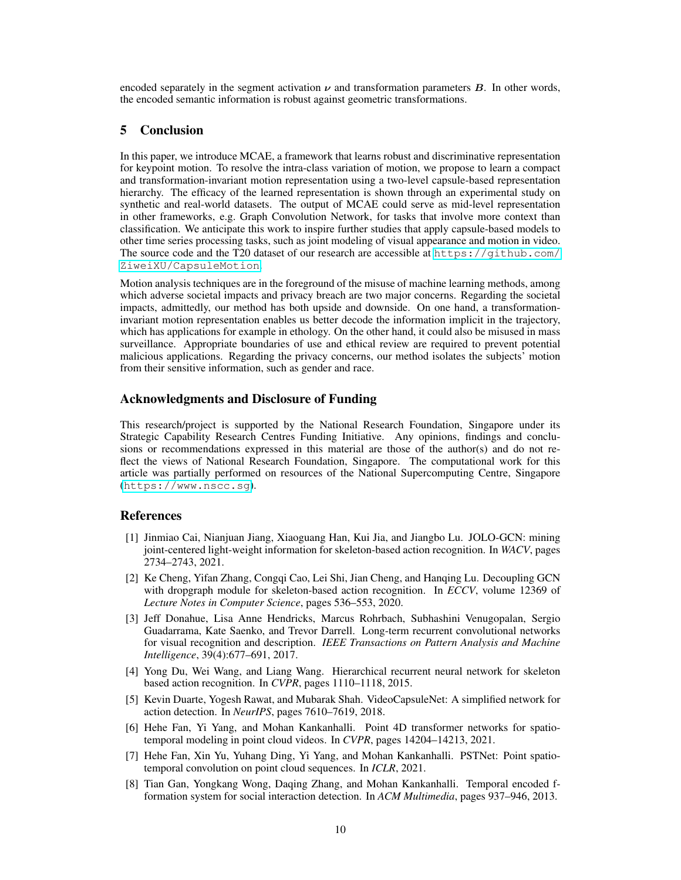encoded separately in the segment activation $\boldsymbol{\nu}$ and transformation parameters $\boldsymbol{B}$. In other words, the encoded semantic information is robust against geometric transformations.

## 5 Conclusion

In this paper, we introduce MCAE, a framework that learns robust and discriminative representation for keypoint motion. To resolve the intra-class variation of motion, we propose to learn a compact and transformation-invariant motion representation using a two-level capsule-based representation hierarchy. The efficacy of the learned representation is shown through an experimental study on synthetic and real-world datasets. The output of MCAE could serve as mid-level representation in other frameworks, e.g. Graph Convolution Network, for tasks that involve more context than classification. We anticipate this work to inspire further studies that apply capsule-based models to other time series processing tasks, such as joint modeling of visual appearance and motion in video. The source code and the T20 dataset of our research are accessible at https://github.com/ZiweiXU/CapsuleMotion.

Motion analysis techniques are in the foreground of the misuse of machine learning methods, among which adverse societal impacts and privacy breach are two major concerns. Regarding the societal impacts, admittedly, our method has both upside and downside. On one hand, a transformation-invariant motion representation enables us better decode the information implicit in the trajectory, which has applications for example in ethology. On the other hand, it could also be misused in mass surveillance. Appropriate boundaries of use and ethical review are required to prevent potential malicious applications. Regarding the privacy concerns, our method isolates the subjects' motion from their sensitive information, such as gender and race.

### Acknowledgments and Disclosure of Funding

This research/project is supported by the National Research Foundation, Singapore under its Strategic Capability Research Centres Funding Initiative. Any opinions, findings and conclusions or recommendations expressed in this material are those of the author(s) and do not reflect the views of National Research Foundation, Singapore. The computational work for this article was partially performed on resources of the National Supercomputing Centre, Singapore (https://www.nscc.sg).

### References

[1] Jinmiao Cai, Nianjuan Jiang, Xiaoguang Han, Kui Jia, and Jiangbo Lu. JOLO-GCN: mining joint-centered light-weight information for skeleton-based action recognition. In *WACV*, pages 2734–2743, 2021.

[2] Ke Cheng, Yifan Zhang, Congqi Cao, Lei Shi, Jian Cheng, and Hanqing Lu. Decoupling GCN with dropgraph module for skeleton-based action recognition. In *ECCV*, volume 12369 of *Lecture Notes in Computer Science*, pages 536–553, 2020.

[3] Jeff Donahue, Lisa Anne Hendricks, Marcus Rohrbach, Subhashini Venugopalan, Sergio Guadarrama, Kate Saenko, and Trevor Darrell. Long-term recurrent convolutional networks for visual recognition and description. *IEEE Transactions on Pattern Analysis and Machine Intelligence*, 39(4):677–691, 2017.

[4] Yong Du, Wei Wang, and Liang Wang. Hierarchical recurrent neural network for skeleton based action recognition. In *CVPR*, pages 1110–1118, 2015.

[5] Kevin Duarte, Yogesh Rawat, and Mubarak Shah. VideoCapsuleNet: A simplified network for action detection. In *NeurIPS*, pages 7610–7619, 2018.

[6] Hehe Fan, Yi Yang, and Mohan Kankanhalli. Point 4D transformer networks for spatio-temporal modeling in point cloud videos. In *CVPR*, pages 14204–14213, 2021.

[7] Hehe Fan, Xin Yu, Yuhang Ding, Yi Yang, and Mohan Kankanhalli. PSTNet: Point spatio-temporal convolution on point cloud sequences. In *ICLR*, 2021.

[8] Tian Gan, Yongkang Wong, Daqing Zhang, and Mohan Kankanhalli. Temporal encoded f-formation system for social interaction detection. In *ACM Multimedia*, pages 937–946, 2013.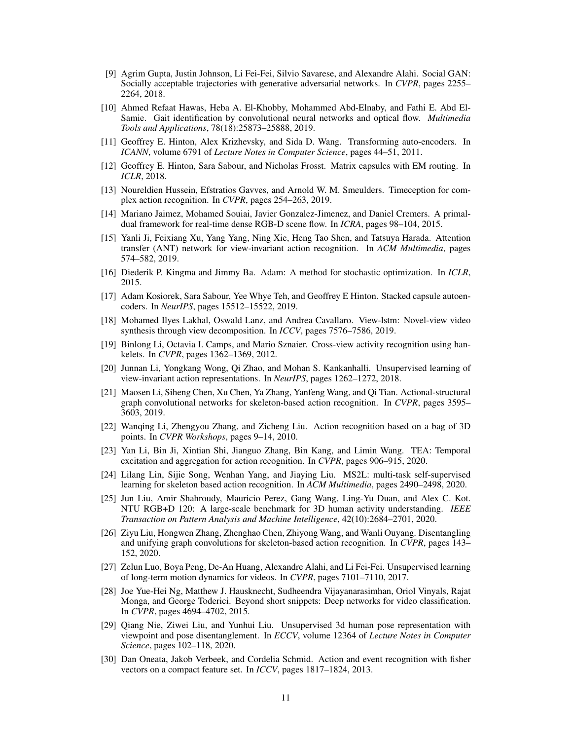[9] Agrim Gupta, Justin Johnson, Li Fei-Fei, Silvio Savarese, and Alexandre Alahi. Social GAN: Socially acceptable trajectories with generative adversarial networks. In *CVPR*, pages 2255–2264, 2018.

[10] Ahmed Refaat Hawas, Heba A. El-Khobby, Mohammed Abd-Elnaby, and Fathi E. Abd El-Samie. Gait identification by convolutional neural networks and optical flow. *Multimedia Tools and Applications*, 78(18):25873–25888, 2019.

[11] Geoffrey E. Hinton, Alex Krizhevsky, and Sida D. Wang. Transforming auto-encoders. In *ICANN*, volume 6791 of *Lecture Notes in Computer Science*, pages 44–51, 2011.

[12] Geoffrey E. Hinton, Sara Sabour, and Nicholas Frosst. Matrix capsules with EM routing. In *ICLR*, 2018.

[13] Noureldien Hussein, Efstratios Gavves, and Arnold W. M. Smeulders. Timeception for complex action recognition. In *CVPR*, pages 254–263, 2019.

[14] Mariano Jaimez, Mohamed Souiai, Javier Gonzalez-Jimenez, and Daniel Cremers. A primal-dual framework for real-time dense RGB-D scene flow. In *ICRA*, pages 98–104, 2015.

[15] Yanli Ji, Feixiang Xu, Yang Yang, Ning Xie, Heng Tao Shen, and Tatsuya Harada. Attention transfer (ANT) network for view-invariant action recognition. In *ACM Multimedia*, pages 574–582, 2019.

[16] Diederik P. Kingma and Jimmy Ba. Adam: A method for stochastic optimization. In *ICLR*, 2015.

[17] Adam Kosiorek, Sara Sabour, Yee Whye Teh, and Geoffrey E Hinton. Stacked capsule autoencoders. In *NeurIPS*, pages 15512–15522, 2019.

[18] Mohamed Ilyes Lakhal, Oswald Lanz, and Andrea Cavallaro. View-lstm: Novel-view video synthesis through view decomposition. In *ICCV*, pages 7576–7586, 2019.

[19] Binlong Li, Octavia I. Camps, and Mario Sznaier. Cross-view activity recognition using hankelets. In *CVPR*, pages 1362–1369, 2012.

[20] Junnan Li, Yongkang Wong, Qi Zhao, and Mohan S. Kankanhalli. Unsupervised learning of view-invariant action representations. In *NeurIPS*, pages 1262–1272, 2018.

[21] Maosen Li, Siheng Chen, Xu Chen, Ya Zhang, Yanfeng Wang, and Qi Tian. Actional-structural graph convolutional networks for skeleton-based action recognition. In *CVPR*, pages 3595–3603, 2019.

[22] Wanqing Li, Zhengyou Zhang, and Zicheng Liu. Action recognition based on a bag of 3D points. In *CVPR Workshops*, pages 9–14, 2010.

[23] Yan Li, Bin Ji, Xintian Shi, Jianguo Zhang, Bin Kang, and Limin Wang. TEA: Temporal excitation and aggregation for action recognition. In *CVPR*, pages 906–915, 2020.

[24] Lilang Lin, Sijie Song, Wenhan Yang, and Jiaying Liu. MS2L: multi-task self-supervised learning for skeleton based action recognition. In *ACM Multimedia*, pages 2490–2498, 2020.

[25] Jun Liu, Amir Shahroudy, Mauricio Perez, Gang Wang, Ling-Yu Duan, and Alex C. Kot. NTU RGB+D 120: A large-scale benchmark for 3D human activity understanding. *IEEE Transaction on Pattern Analysis and Machine Intelligence*, 42(10):2684–2701, 2020.

[26] Ziyu Liu, Hongwen Zhang, Zhenghao Chen, Zhiyong Wang, and Wanli Ouyang. Disentangling and unifying graph convolutions for skeleton-based action recognition. In *CVPR*, pages 143–152, 2020.

[27] Zelun Luo, Boya Peng, De-An Huang, Alexandre Alahi, and Li Fei-Fei. Unsupervised learning of long-term motion dynamics for videos. In *CVPR*, pages 7101–7110, 2017.

[28] Joe Yue-Hei Ng, Matthew J. Hausknecht, Sudheendra Vijayanarasimhan, Oriol Vinyals, Rajat Monga, and George Toderici. Beyond short snippets: Deep networks for video classification. In *CVPR*, pages 4694–4702, 2015.

[29] Qiang Nie, Ziwei Liu, and Yunhui Liu. Unsupervised 3d human pose representation with viewpoint and pose disentanglement. In *ECCV*, volume 12364 of *Lecture Notes in Computer Science*, pages 102–118, 2020.

[30] Dan Oneata, Jakob Verbeek, and Cordelia Schmid. Action and event recognition with fisher vectors on a compact feature set. In *ICCV*, pages 1817–1824, 2013.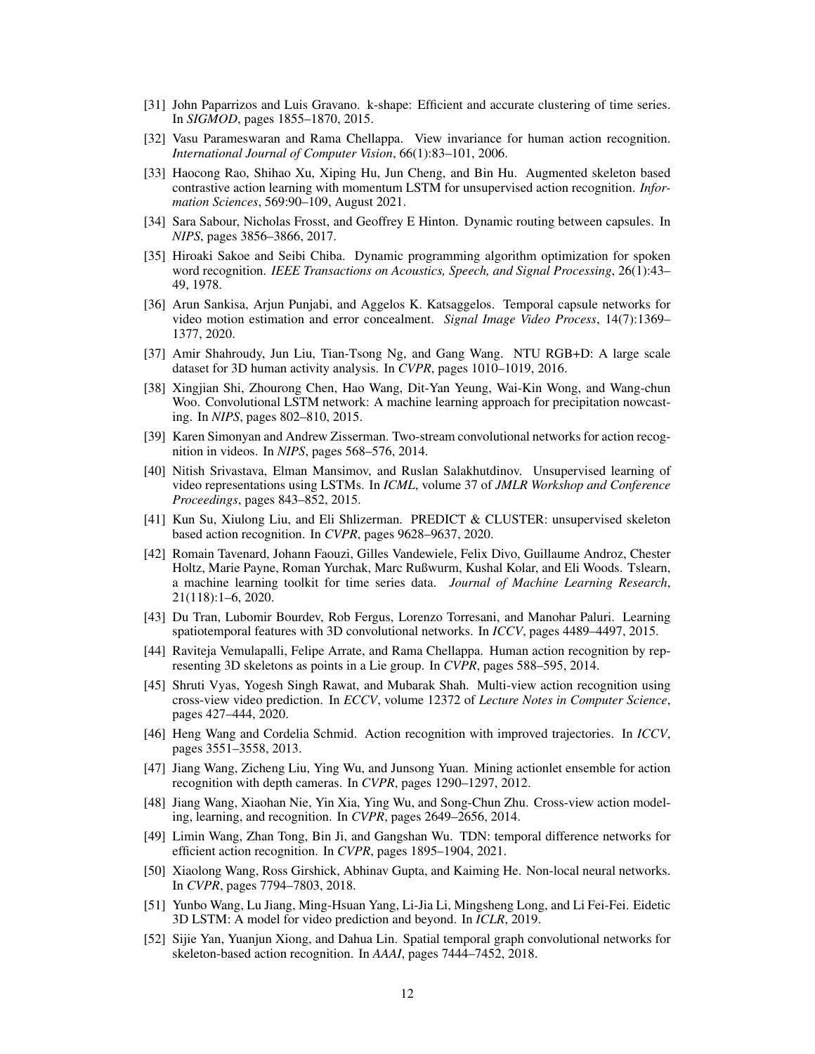[31] John Paparrizos and Luis Gravano. k-shape: Efficient and accurate clustering of time series. In *SIGMOD*, pages 1855–1870, 2015.

[32] Vasu Parameswaran and Rama Chellappa. View invariance for human action recognition. *International Journal of Computer Vision*, 66(1):83–101, 2006.

[33] Haocong Rao, Shihao Xu, Xiping Hu, Jun Cheng, and Bin Hu. Augmented skeleton based contrastive action learning with momentum LSTM for unsupervised action recognition. *Information Sciences*, 569:90–109, August 2021.

[34] Sara Sabour, Nicholas Frosst, and Geoffrey E Hinton. Dynamic routing between capsules. In *NIPS*, pages 3856–3866, 2017.

[35] Hiroaki Sakoe and Seibi Chiba. Dynamic programming algorithm optimization for spoken word recognition. *IEEE Transactions on Acoustics, Speech, and Signal Processing*, 26(1):43–49, 1978.

[36] Arun Sankisa, Arjun Punjabi, and Aggelos K. Katsaggelos. Temporal capsule networks for video motion estimation and error concealment. *Signal Image Video Process*, 14(7):1369–1377, 2020.

[37] Amir Shahroudy, Jun Liu, Tian-Tsong Ng, and Gang Wang. NTU RGB+D: A large scale dataset for 3D human activity analysis. In *CVPR*, pages 1010–1019, 2016.

[38] Xingjian Shi, Zhourong Chen, Hao Wang, Dit-Yan Yeung, Wai-Kin Wong, and Wang-chun Woo. Convolutional LSTM network: A machine learning approach for precipitation nowcasting. In *NIPS*, pages 802–810, 2015.

[39] Karen Simonyan and Andrew Zisserman. Two-stream convolutional networks for action recognition in videos. In *NIPS*, pages 568–576, 2014.

[40] Nitish Srivastava, Elman Mansimov, and Ruslan Salakhutdinov. Unsupervised learning of video representations using LSTMs. In *ICML*, volume 37 of *JMLR Workshop and Conference Proceedings*, pages 843–852, 2015.

[41] Kun Su, Xiulong Liu, and Eli Shlizerman. PREDICT & CLUSTER: unsupervised skeleton based action recognition. In *CVPR*, pages 9628–9637, 2020.

[42] Romain Tavenard, Johann Faouzi, Gilles Vandewiele, Felix Divo, Guillaume Androz, Chester Holtz, Marie Payne, Roman Yurchak, Marc Rußwurm, Kushal Kolar, and Eli Woods. Tslearn, a machine learning toolkit for time series data. *Journal of Machine Learning Research*, 21(118):1–6, 2020.

[43] Du Tran, Lubomir Bourdev, Rob Fergus, Lorenzo Torresani, and Manohar Paluri. Learning spatiotemporal features with 3D convolutional networks. In *ICCV*, pages 4489–4497, 2015.

[44] Raviteja Vemulapalli, Felipe Arrate, and Rama Chellappa. Human action recognition by representing 3D skeletons as points in a Lie group. In *CVPR*, pages 588–595, 2014.

[45] Shruti Vyas, Yogesh Singh Rawat, and Mubarak Shah. Multi-view action recognition using cross-view video prediction. In *ECCV*, volume 12372 of *Lecture Notes in Computer Science*, pages 427–444, 2020.

[46] Heng Wang and Cordelia Schmid. Action recognition with improved trajectories. In *ICCV*, pages 3551–3558, 2013.

[47] Jiang Wang, Zicheng Liu, Ying Wu, and Junsong Yuan. Mining actionlet ensemble for action recognition with depth cameras. In *CVPR*, pages 1290–1297, 2012.

[48] Jiang Wang, Xiaohan Nie, Yin Xia, Ying Wu, and Song-Chun Zhu. Cross-view action modeling, learning, and recognition. In *CVPR*, pages 2649–2656, 2014.

[49] Limin Wang, Zhan Tong, Bin Ji, and Gangshan Wu. TDN: temporal difference networks for efficient action recognition. In *CVPR*, pages 1895–1904, 2021.

[50] Xiaolong Wang, Ross Girshick, Abhinav Gupta, and Kaiming He. Non-local neural networks. In *CVPR*, pages 7794–7803, 2018.

[51] Yunbo Wang, Lu Jiang, Ming-Hsuan Yang, Li-Jia Li, Mingsheng Long, and Li Fei-Fei. Eidetic 3D LSTM: A model for video prediction and beyond. In *ICLR*, 2019.

[52] Sijie Yan, Yuanjun Xiong, and Dahua Lin. Spatial temporal graph convolutional networks for skeleton-based action recognition. In *AAAI*, pages 7444–7452, 2018.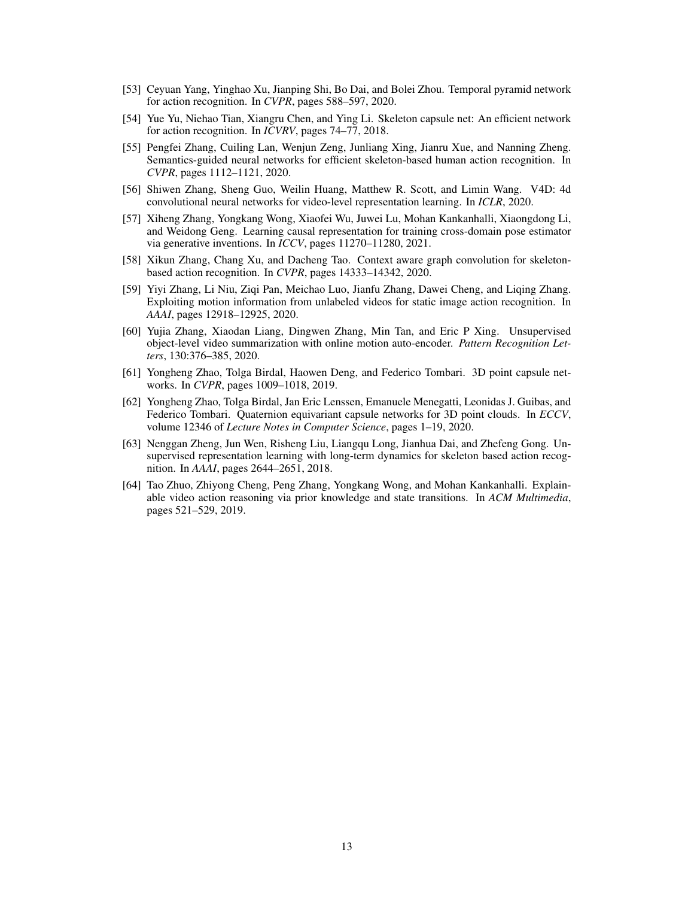[53] Ceyuan Yang, Yinghao Xu, Jianping Shi, Bo Dai, and Bolei Zhou. Temporal pyramid network for action recognition. In *CVPR*, pages 588–597, 2020.

[54] Yue Yu, Niehao Tian, Xiangru Chen, and Ying Li. Skeleton capsule net: An efficient network for action recognition. In *ICVRV*, pages 74–77, 2018.

[55] Pengfei Zhang, Cuiling Lan, Wenjun Zeng, Junliang Xing, Jianru Xue, and Nanning Zheng. Semantics-guided neural networks for efficient skeleton-based human action recognition. In *CVPR*, pages 1112–1121, 2020.

[56] Shiwen Zhang, Sheng Guo, Weilin Huang, Matthew R. Scott, and Limin Wang. V4D: 4d convolutional neural networks for video-level representation learning. In *ICLR*, 2020.

[57] Xiheng Zhang, Yongkang Wong, Xiaofei Wu, Juwei Lu, Mohan Kankanhalli, Xiaongdong Li, and Weidong Geng. Learning causal representation for training cross-domain pose estimator via generative inventions. In *ICCV*, pages 11270–11280, 2021.

[58] Xikun Zhang, Chang Xu, and Dacheng Tao. Context aware graph convolution for skeleton-based action recognition. In *CVPR*, pages 14333–14342, 2020.

[59] Yiyi Zhang, Li Niu, Ziqi Pan, Meichao Luo, Jianfu Zhang, Dawei Cheng, and Liqing Zhang. Exploiting motion information from unlabeled videos for static image action recognition. In *AAAI*, pages 12918–12925, 2020.

[60] Yujia Zhang, Xiaodan Liang, Dingwen Zhang, Min Tan, and Eric P Xing. Unsupervised object-level video summarization with online motion auto-encoder. *Pattern Recognition Letters*, 130:376–385, 2020.

[61] Yongheng Zhao, Tolga Birdal, Haowen Deng, and Federico Tombari. 3D point capsule networks. In *CVPR*, pages 1009–1018, 2019.

[62] Yongheng Zhao, Tolga Birdal, Jan Eric Lenssen, Emanuele Menegatti, Leonidas J. Guibas, and Federico Tombari. Quaternion equivariant capsule networks for 3D point clouds. In *ECCV*, volume 12346 of *Lecture Notes in Computer Science*, pages 1–19, 2020.

[63] Nenggan Zheng, Jun Wen, Risheng Liu, Liangqu Long, Jianhua Dai, and Zhefeng Gong. Unsupervised representation learning with long-term dynamics for skeleton based action recognition. In *AAAI*, pages 2644–2651, 2018.

[64] Tao Zhuo, Zhiyong Cheng, Peng Zhang, Yongkang Wong, and Mohan Kankanhalli. Explainable video action reasoning via prior knowledge and state transitions. In *ACM Multimedia*, pages 521–529, 2019.